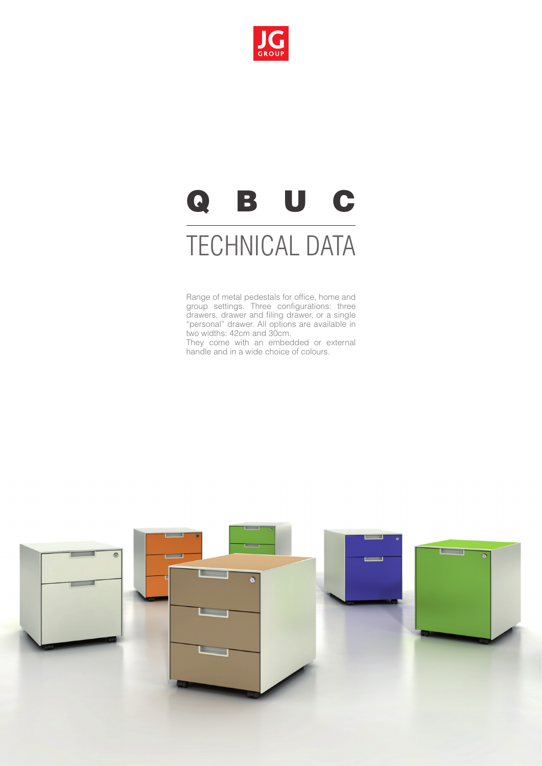JG GROUP

# Q B U C

## TECHNICAL DATA

Range of metal pedestals for office, home and group settings. Three configurations: three drawers, drawer and filing drawer, or a single "personal" drawer. All options are available in two widths: 42cm and 30cm.
They come with an embedded or external handle and in a wide choice of colours.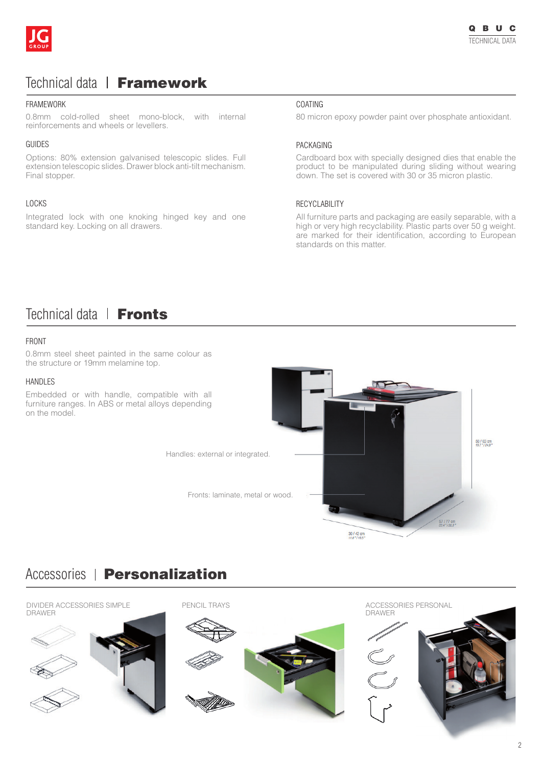## Technical data | **Framework**

### FRAMEWORK

0.8mm cold-rolled sheet mono-block, with internal reinforcements and wheels or levellers.

### GUIDES

Options: 80% extension galvanised telescopic slides. Full extension telescopic slides. Drawer block anti-tilt mechanism. Final stopper.

### LOCKS

Integrated lock with one knoking hinged key and one standard key. Locking on all drawers.

### COATING

80 micron epoxy powder paint over phosphate antioxidant.

### PACKAGING

Cardboard box with specially designed dies that enable the product to be manipulated during sliding without wearing down. The set is covered with 30 or 35 micron plastic.

### RECYCLABILITY

All furniture parts and packaging are easily separable, with a high or very high recyclability. Plastic parts over 50 g weight. are marked for their identification, according to European standards on this matter.

## Technical data | **Fronts**

### FRONT

0.8mm steel sheet painted in the same colour as the structure or 19mm melamine top.

### HANDLES

Embedded or with handle, compatible with all furniture ranges. In ABS or metal alloys depending on the model.

Handles: external or integrated.

Fronts: laminate, metal or wood.

50 / 63 cm
19.7" / 24.8"

57 / 77 cm
22.4" / 30.3"

30 / 42 cm
11.8" / 16.5"

## Accessories | **Personalization**

DIVIDER ACCESSORIES SIMPLE DRAWER

PENCIL TRAYS

ACCESSORIES PERSONAL DRAWER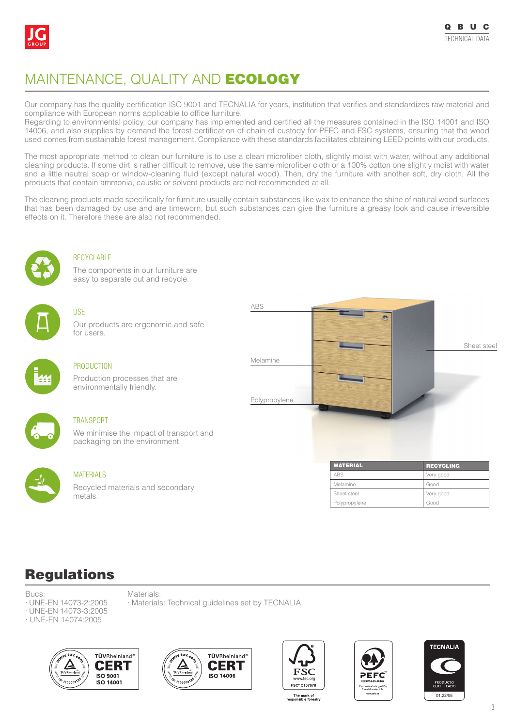# MAINTENANCE, QUALITY AND **ECOLOGY**

Our company has the quality certification ISO 9001 and TECNALIA for years, institution that verifies and standardizes raw material and compliance with European norms applicable to office furniture.
Regarding to environmental policy, our company has implemented and certified all the measures contained in the ISO 14001 and ISO 14006, and also supplies by demand the forest certification of chain of custody for PEFC and FSC systems, ensuring that the wood used comes from sustainable forest management. Compliance with these standards facilitates obtaining LEED points with our products.

The most appropriate method to clean our furniture is to use a clean microfiber cloth, slightly moist with water, without any additional cleaning products. If some dirt is rather difficult to remove, use the same microfiber cloth or a 100% cotton one slightly moist with water and a little neutral soap or window-cleaning fluid (except natural wood). Then, dry the furniture with another soft, dry cloth. All the products that contain ammonia, caustic or solvent products are not recommended at all.

The cleaning products made specifically for furniture usually contain substances like wax to enhance the shine of natural wood surfaces that has been damaged by use and are timeworn, but such substances can give the furniture a greasy look and cause irreversible effects on it. Therefore these are also not recommended.

**RECYCLABLE**
The components in our furniture are easy to separate out and recycle.

**USE**
Our products are ergonomic and safe for users.

**PRODUCTION**
Production processes that are environmentally friendly.

**TRANSPORT**
We minimise the impact of transport and packaging on the environment.

**MATERIALS**
Recycled materials and secondary metals.

ABS
Melamine
Polypropylene
Sheet steel

| MATERIAL | RECYCLING |
|---|---|
| ABS | Very good |
| Melamine | Good |
| Sheet steel | Very good |
| Polypropylene | Good |

## Regulations

Bucs:
- UNE-EN 14073-2:2005
- UNE-EN 14073-3:2005
- UNE-EN 14074:2005

Materials:
- Materials: Technical guidelines set by TECNALIA.

TÜVRheinland® CERT ISO 9001 ISO 14001

TÜVRheinland® CERT ISO 14006

FSC www.fsc.org FSC® C107678
The mark of responsible forestry

PEFC PEFC/14-35-00162

TECNALIA PRODUCTO CERTIFICADO 01.22/06